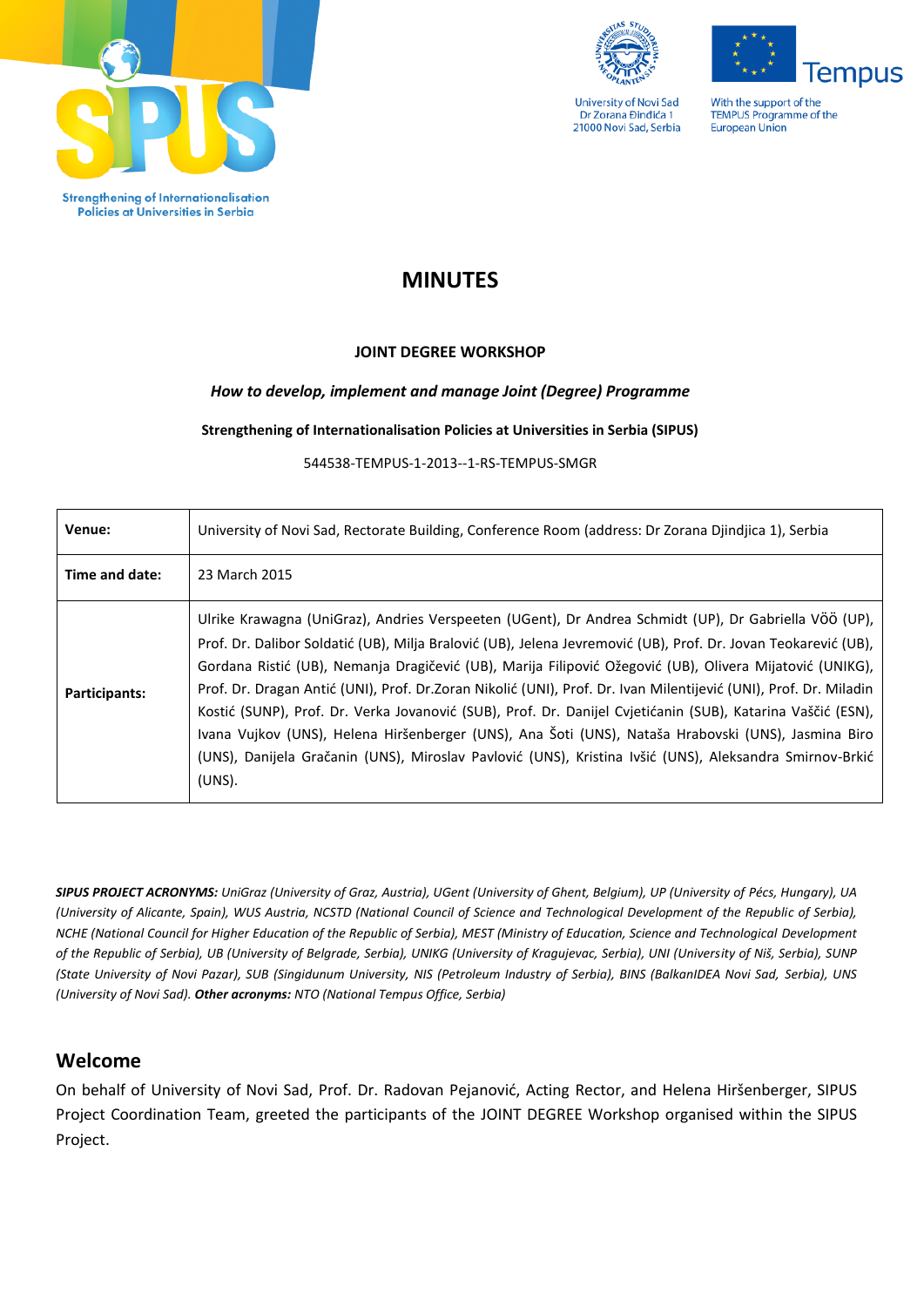Strengthening of Internationalisation Policies at Universities in Serbia

University of Novi Sad
Dr Zorana Đinđića 1
21000 Novi Sad, Serbia

With the support of the TEMPUS Programme of the European Union

# MINUTES

**JOINT DEGREE WORKSHOP**

***How to develop, implement and manage Joint (Degree) Programme***

**Strengthening of Internationalisation Policies at Universities in Serbia (SIPUS)**

544538-TEMPUS-1-2013--1-RS-TEMPUS-SMGR

| | |
|---|---|
| **Venue:** | University of Novi Sad, Rectorate Building, Conference Room (address: Dr Zorana Djindjica 1), Serbia |
| **Time and date:** | 23 March 2015 |
| **Participants:** | Ulrike Krawagna (UniGraz), Andries Verspeeten (UGent), Dr Andrea Schmidt (UP), Dr Gabriella VÖÖ (UP), Prof. Dr. Dalibor Soldatić (UB), Milja Bralović (UB), Jelena Jevremović (UB), Prof. Dr. Jovan Teokarević (UB), Gordana Ristić (UB), Nemanja Dragičević (UB), Marija Filipović Ožegović (UB), Olivera Mijatović (UNIKG), Prof. Dr. Dragan Antić (UNI), Prof. Dr.Zoran Nikolić (UNI), Prof. Dr. Ivan Milentijević (UNI), Prof. Dr. Miladin Kostić (SUNP), Prof. Dr. Verka Jovanović (SUB), Prof. Dr. Danijel Cvjetićanin (SUB), Katarina Vaščić (ESN), Ivana Vujkov (UNS), Helena Hiršenberger (UNS), Ana Šoti (UNS), Nataša Hrabovski (UNS), Jasmina Biro (UNS), Danijela Gračanin (UNS), Miroslav Pavlović (UNS), Kristina Ivšić (UNS), Aleksandra Smirnov-Brkić (UNS). |

***SIPUS PROJECT ACRONYMS:*** *UniGraz (University of Graz, Austria), UGent (University of Ghent, Belgium), UP (University of Pécs, Hungary), UA (University of Alicante, Spain), WUS Austria, NCSTD (National Council of Science and Technological Development of the Republic of Serbia), NCHE (National Council for Higher Education of the Republic of Serbia), MEST (Ministry of Education, Science and Technological Development of the Republic of Serbia), UB (University of Belgrade, Serbia), UNIKG (University of Kragujevac, Serbia), UNI (University of Niš, Serbia), SUNP (State University of Novi Pazar), SUB (Singidunum University, NIS (Petroleum Industry of Serbia), BINS (BalkanIDEA Novi Sad, Serbia), UNS (University of Novi Sad).* ***Other acronyms:*** *NTO (National Tempus Office, Serbia)*

## Welcome

On behalf of University of Novi Sad, Prof. Dr. Radovan Pejanović, Acting Rector, and Helena Hiršenberger, SIPUS Project Coordination Team, greeted the participants of the JOINT DEGREE Workshop organised within the SIPUS Project.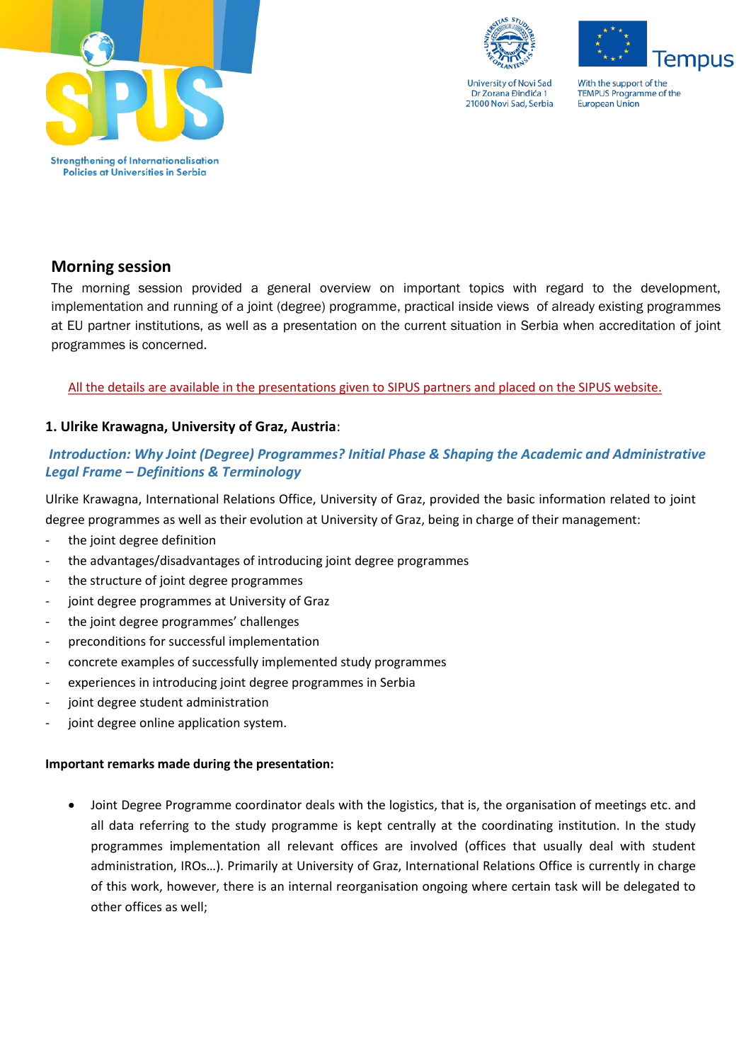## Morning session

The morning session provided a general overview on important topics with regard to the development, implementation and running of a joint (degree) programme, practical inside views of already existing programmes at EU partner institutions, as well as a presentation on the current situation in Serbia when accreditation of joint programmes is concerned.

All the details are available in the presentations given to SIPUS partners and placed on the SIPUS website.

### 1. Ulrike Krawagna, University of Graz, Austria:

***Introduction: Why Joint (Degree) Programmes? Initial Phase & Shaping the Academic and Administrative Legal Frame – Definitions & Terminology***

Ulrike Krawagna, International Relations Office, University of Graz, provided the basic information related to joint degree programmes as well as their evolution at University of Graz, being in charge of their management:

- the joint degree definition
- the advantages/disadvantages of introducing joint degree programmes
- the structure of joint degree programmes
- joint degree programmes at University of Graz
- the joint degree programmes' challenges
- preconditions for successful implementation
- concrete examples of successfully implemented study programmes
- experiences in introducing joint degree programmes in Serbia
- joint degree student administration
- joint degree online application system.

**Important remarks made during the presentation:**

- Joint Degree Programme coordinator deals with the logistics, that is, the organisation of meetings etc. and all data referring to the study programme is kept centrally at the coordinating institution. In the study programmes implementation all relevant offices are involved (offices that usually deal with student administration, IROs…). Primarily at University of Graz, International Relations Office is currently in charge of this work, however, there is an internal reorganisation ongoing where certain task will be delegated to other offices as well;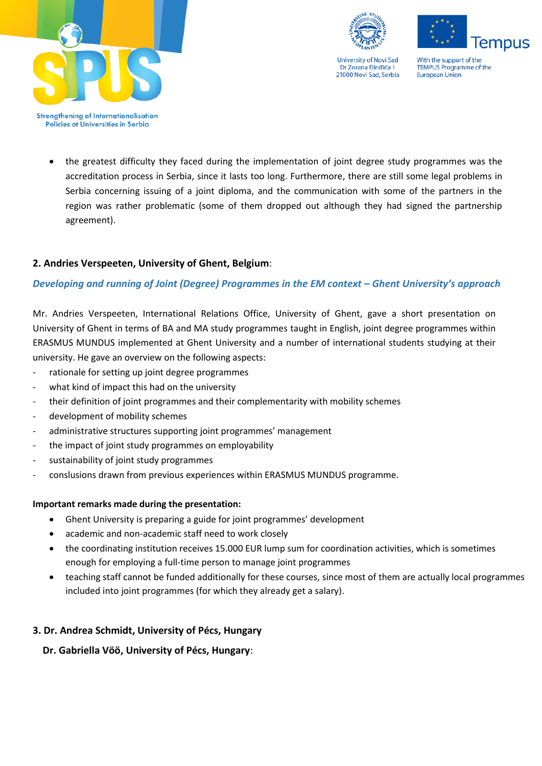- the greatest difficulty they faced during the implementation of joint degree study programmes was the accreditation process in Serbia, since it lasts too long. Furthermore, there are still some legal problems in Serbia concerning issuing of a joint diploma, and the communication with some of the partners in the region was rather problematic (some of them dropped out although they had signed the partnership agreement).

**2. Andries Verspeeten, University of Ghent, Belgium**:

***Developing and running of Joint (Degree) Programmes in the EM context – Ghent University's approach***

Mr. Andries Verspeeten, International Relations Office, University of Ghent, gave a short presentation on University of Ghent in terms of BA and MA study programmes taught in English, joint degree programmes within ERASMUS MUNDUS implemented at Ghent University and a number of international students studying at their university. He gave an overview on the following aspects:

- rationale for setting up joint degree programmes
- what kind of impact this had on the university
- their definition of joint programmes and their complementarity with mobility schemes
- development of mobility schemes
- administrative structures supporting joint programmes' management
- the impact of joint study programmes on employability
- sustainability of joint study programmes
- conslusions drawn from previous experiences within ERASMUS MUNDUS programme.

**Important remarks made during the presentation:**

- Ghent University is preparing a guide for joint programmes' development
- academic and non-academic staff need to work closely
- the coordinating institution receives 15.000 EUR lump sum for coordination activities, which is sometimes enough for employing a full-time person to manage joint programmes
- teaching staff cannot be funded additionally for these courses, since most of them are actually local programmes included into joint programmes (for which they already get a salary).

**3. Dr. Andrea Schmidt, University of Pécs, Hungary**

**Dr. Gabriella Vöö, University of Pécs, Hungary**: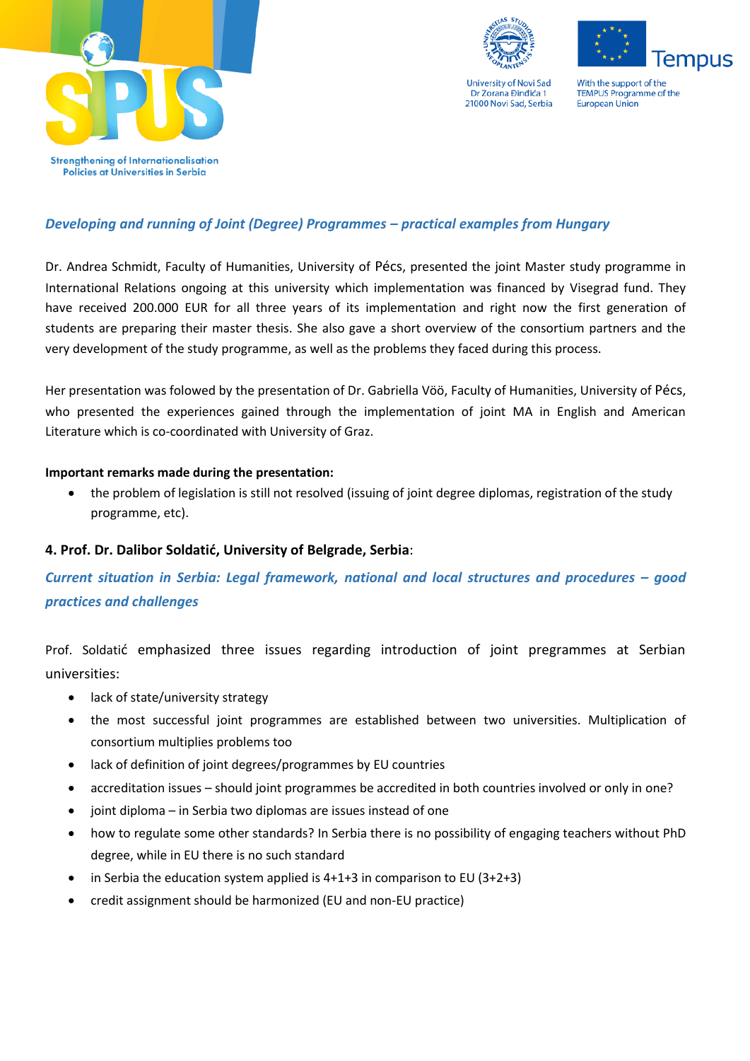*Developing and running of Joint (Degree) Programmes – practical examples from Hungary*

Dr. Andrea Schmidt, Faculty of Humanities, University of Pécs, presented the joint Master study programme in International Relations ongoing at this university which implementation was financed by Visegrad fund. They have received 200.000 EUR for all three years of its implementation and right now the first generation of students are preparing their master thesis. She also gave a short overview of the consortium partners and the very development of the study programme, as well as the problems they faced during this process.

Her presentation was folowed by the presentation of Dr. Gabriella Vöö, Faculty of Humanities, University of Pécs, who presented the experiences gained through the implementation of joint MA in English and American Literature which is co-coordinated with University of Graz.

**Important remarks made during the presentation:**

- the problem of legislation is still not resolved (issuing of joint degree diplomas, registration of the study programme, etc).

**4. Prof. Dr. Dalibor Soldatić, University of Belgrade, Serbia**:

*Current situation in Serbia: Legal framework, national and local structures and procedures – good practices and challenges*

Prof. Soldatić emphasized three issues regarding introduction of joint pregrammes at Serbian universities:

- lack of state/university strategy
- the most successful joint programmes are established between two universities. Multiplication of consortium multiplies problems too
- lack of definition of joint degrees/programmes by EU countries
- accreditation issues – should joint programmes be accredited in both countries involved or only in one?
- joint diploma – in Serbia two diplomas are issues instead of one
- how to regulate some other standards? In Serbia there is no possibility of engaging teachers without PhD degree, while in EU there is no such standard
- in Serbia the education system applied is 4+1+3 in comparison to EU (3+2+3)
- credit assignment should be harmonized (EU and non-EU practice)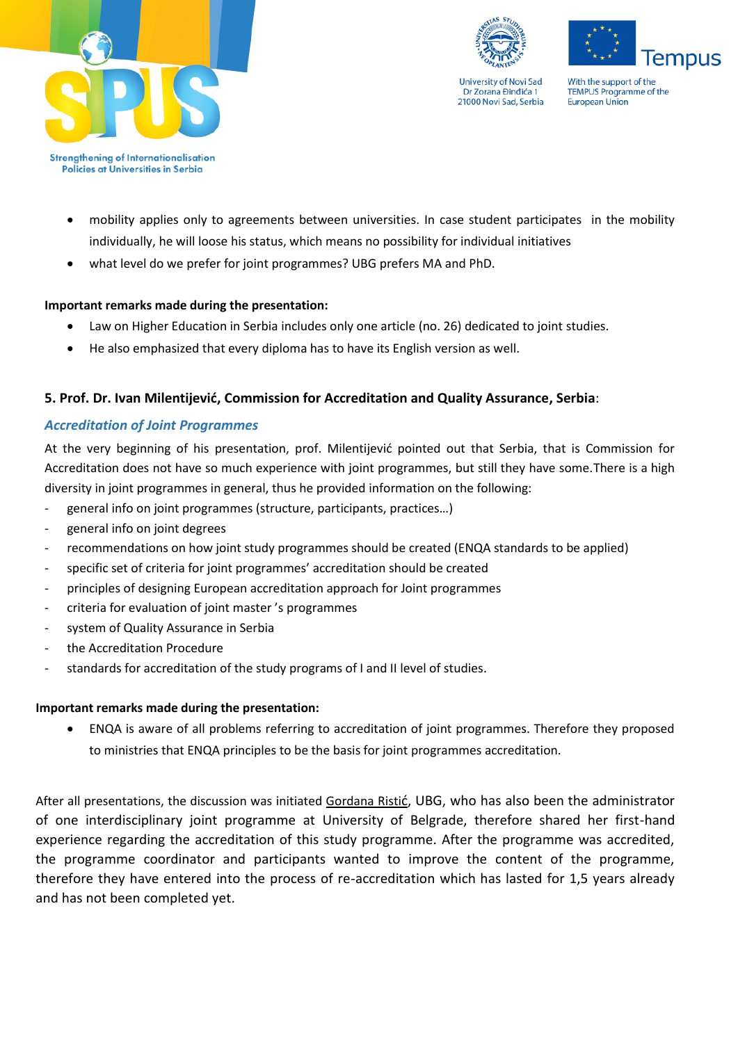- mobility applies only to agreements between universities. In case student participates in the mobility individually, he will loose his status, which means no possibility for individual initiatives
- what level do we prefer for joint programmes? UBG prefers MA and PhD.

**Important remarks made during the presentation:**

- Law on Higher Education in Serbia includes only one article (no. 26) dedicated to joint studies.
- He also emphasized that every diploma has to have its English version as well.

### 5. Prof. Dr. Ivan Milentijević, Commission for Accreditation and Quality Assurance, Serbia:

***Accreditation of Joint Programmes***

At the very beginning of his presentation, prof. Milentijević pointed out that Serbia, that is Commission for Accreditation does not have so much experience with joint programmes, but still they have some.There is a high diversity in joint programmes in general, thus he provided information on the following:

- general info on joint programmes (structure, participants, practices…)
- general info on joint degrees
- recommendations on how joint study programmes should be created (ENQA standards to be applied)
- specific set of criteria for joint programmes' accreditation should be created
- principles of designing European accreditation approach for Joint programmes
- criteria for evaluation of joint master 's programmes
- system of Quality Assurance in Serbia
- the Accreditation Procedure
- standards for accreditation of the study programs of I and II level of studies.

**Important remarks made during the presentation:**

- ENQA is aware of all problems referring to accreditation of joint programmes. Therefore they proposed to ministries that ENQA principles to be the basis for joint programmes accreditation.

After all presentations, the discussion was initiated Gordana Ristić, UBG, who has also been the administrator of one interdisciplinary joint programme at University of Belgrade, therefore shared her first-hand experience regarding the accreditation of this study programme. After the programme was accredited, the programme coordinator and participants wanted to improve the content of the programme, therefore they have entered into the process of re-accreditation which has lasted for 1,5 years already and has not been completed yet.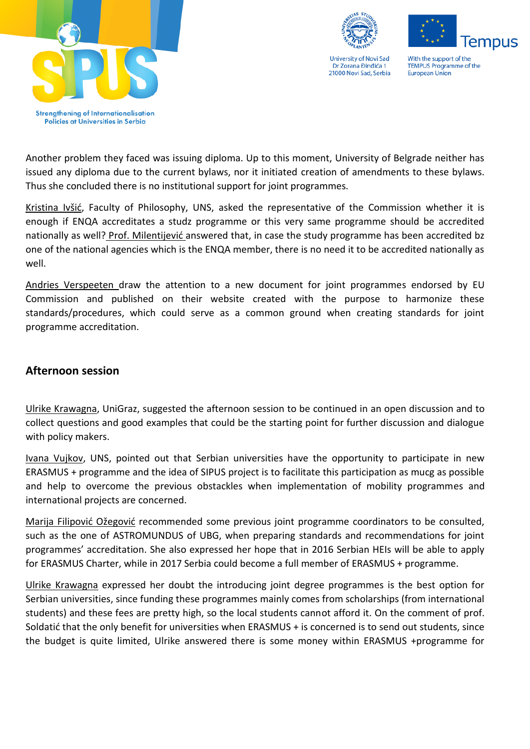Another problem they faced was issuing diploma. Up to this moment, University of Belgrade neither has issued any diploma due to the current bylaws, nor it initiated creation of amendments to these bylaws. Thus she concluded there is no institutional support for joint programmes.

Kristina Ivšić, Faculty of Philosophy, UNS, asked the representative of the Commission whether it is enough if ENQA accreditates a studz programme or this very same programme should be accredited nationally as well? Prof. Milentijević answered that, in case the study programme has been accredited bz one of the national agencies which is the ENQA member, there is no need it to be accredited nationally as well.

Andries Verspeeten draw the attention to a new document for joint programmes endorsed by EU Commission and published on their website created with the purpose to harmonize these standards/procedures, which could serve as a common ground when creating standards for joint programme accreditation.

## Afternoon session

Ulrike Krawagna, UniGraz, suggested the afternoon session to be continued in an open discussion and to collect questions and good examples that could be the starting point for further discussion and dialogue with policy makers.

Ivana Vujkov, UNS, pointed out that Serbian universities have the opportunity to participate in new ERASMUS + programme and the idea of SIPUS project is to facilitate this participation as mucg as possible and help to overcome the previous obstackles when implementation of mobility programmes and international projects are concerned.

Marija Filipović Ožegović recommended some previous joint programme coordinators to be consulted, such as the one of ASTROMUNDUS of UBG, when preparing standards and recommendations for joint programmes' accreditation. She also expressed her hope that in 2016 Serbian HEIs will be able to apply for ERASMUS Charter, while in 2017 Serbia could become a full member of ERASMUS + programme.

Ulrike Krawagna expressed her doubt the introducing joint degree programmes is the best option for Serbian universities, since funding these programmes mainly comes from scholarships (from international students) and these fees are pretty high, so the local students cannot afford it. On the comment of prof. Soldatić that the only benefit for universities when ERASMUS + is concerned is to send out students, since the budget is quite limited, Ulrike answered there is some money within ERASMUS +programme for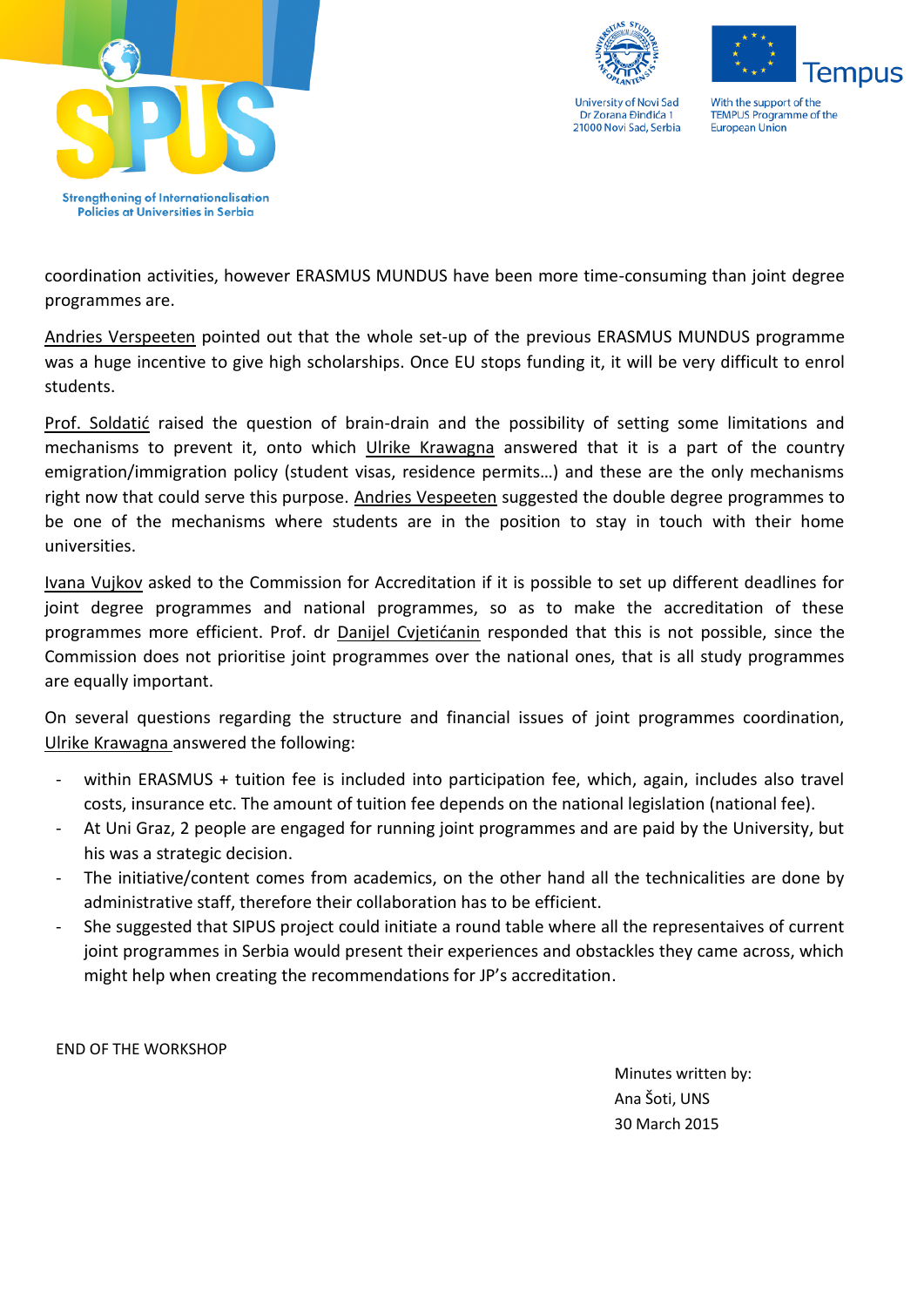coordination activities, however ERASMUS MUNDUS have been more time-consuming than joint degree programmes are.

Andries Verspeeten pointed out that the whole set-up of the previous ERASMUS MUNDUS programme was a huge incentive to give high scholarships. Once EU stops funding it, it will be very difficult to enrol students.

Prof. Soldatić raised the question of brain-drain and the possibility of setting some limitations and mechanisms to prevent it, onto which Ulrike Krawagna answered that it is a part of the country emigration/immigration policy (student visas, residence permits…) and these are the only mechanisms right now that could serve this purpose. Andries Vespeeten suggested the double degree programmes to be one of the mechanisms where students are in the position to stay in touch with their home universities.

Ivana Vujkov asked to the Commission for Accreditation if it is possible to set up different deadlines for joint degree programmes and national programmes, so as to make the accreditation of these programmes more efficient. Prof. dr Danijel Cvjetićanin responded that this is not possible, since the Commission does not prioritise joint programmes over the national ones, that is all study programmes are equally important.

On several questions regarding the structure and financial issues of joint programmes coordination, Ulrike Krawagna answered the following:

- within ERASMUS + tuition fee is included into participation fee, which, again, includes also travel costs, insurance etc. The amount of tuition fee depends on the national legislation (national fee).
- At Uni Graz, 2 people are engaged for running joint programmes and are paid by the University, but his was a strategic decision.
- The initiative/content comes from academics, on the other hand all the technicalities are done by administrative staff, therefore their collaboration has to be efficient.
- She suggested that SIPUS project could initiate a round table where all the representaives of current joint programmes in Serbia would present their experiences and obstackles they came across, which might help when creating the recommendations for JP's accreditation.

END OF THE WORKSHOP

Minutes written by:
Ana Šoti, UNS
30 March 2015